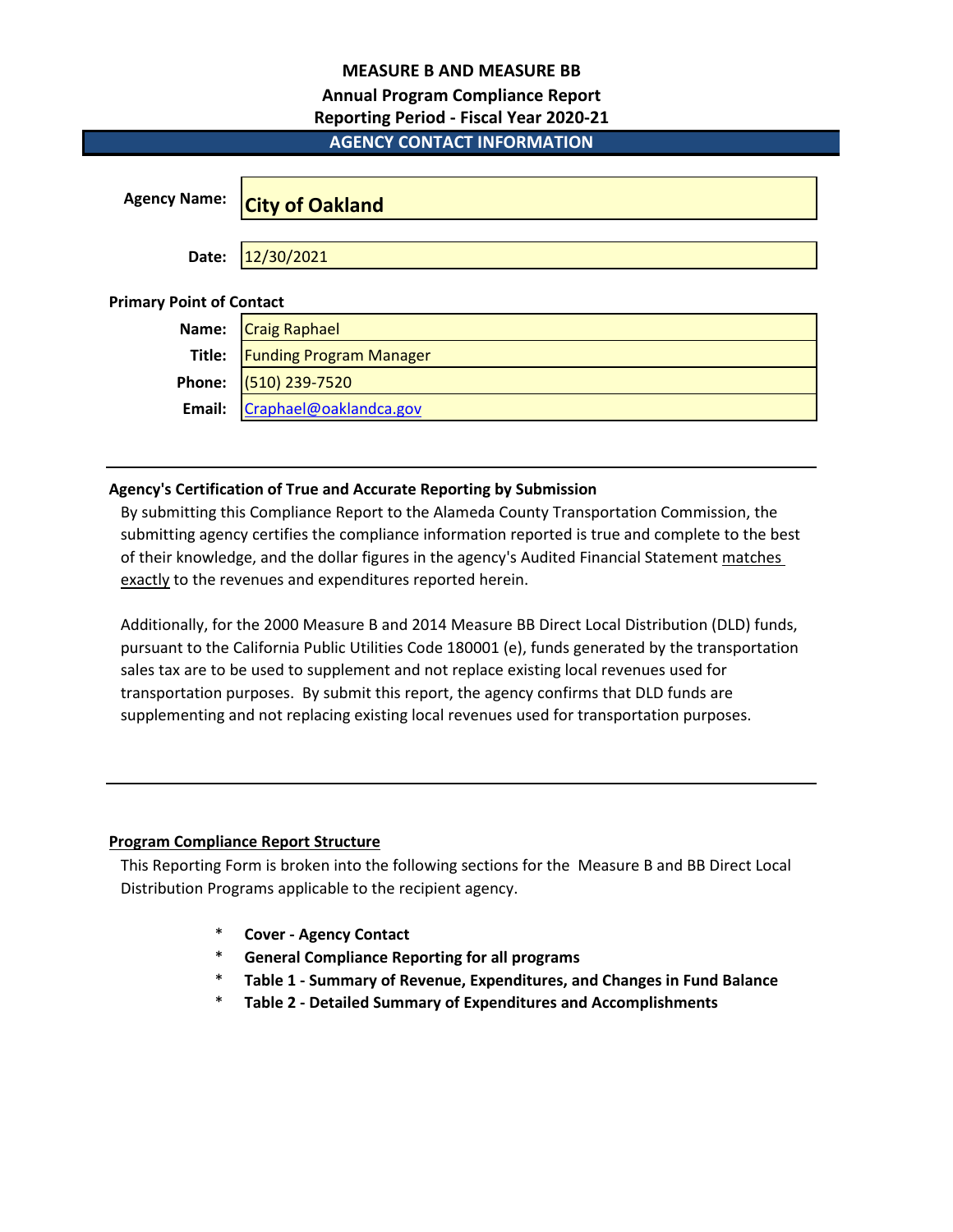# MEASURE B AND MEASURE BB

## Annual Program Compliance Report

## Reporting Period - Fiscal Year 2020-21

### AGENCY CONTACT INFORMATION

| | |
|---|---|
| **Agency Name:** | **City of Oakland** |
| **Date:** | 12/30/2021 |

**Primary Point of Contact**

| | |
|---|---|
| **Name:** | Craig Raphael |
| **Title:** | Funding Program Manager |
| **Phone:** | (510) 239-7520 |
| **Email:** | Craphael@oaklandca.gov |

---

**Agency's Certification of True and Accurate Reporting by Submission**

By submitting this Compliance Report to the Alameda County Transportation Commission, the submitting agency certifies the compliance information reported is true and complete to the best of their knowledge, and the dollar figures in the agency's Audited Financial Statement matches exactly to the revenues and expenditures reported herein.

Additionally, for the 2000 Measure B and 2014 Measure BB Direct Local Distribution (DLD) funds, pursuant to the California Public Utilities Code 180001 (e), funds generated by the transportation sales tax are to be used to supplement and not replace existing local revenues used for transportation purposes. By submit this report, the agency confirms that DLD funds are supplementing and not replacing existing local revenues used for transportation purposes.

---

**Program Compliance Report Structure**

This Reporting Form is broken into the following sections for the Measure B and BB Direct Local Distribution Programs applicable to the recipient agency.

* **Cover - Agency Contact**
* **General Compliance Reporting for all programs**
* **Table 1 - Summary of Revenue, Expenditures, and Changes in Fund Balance**
* **Table 2 - Detailed Summary of Expenditures and Accomplishments**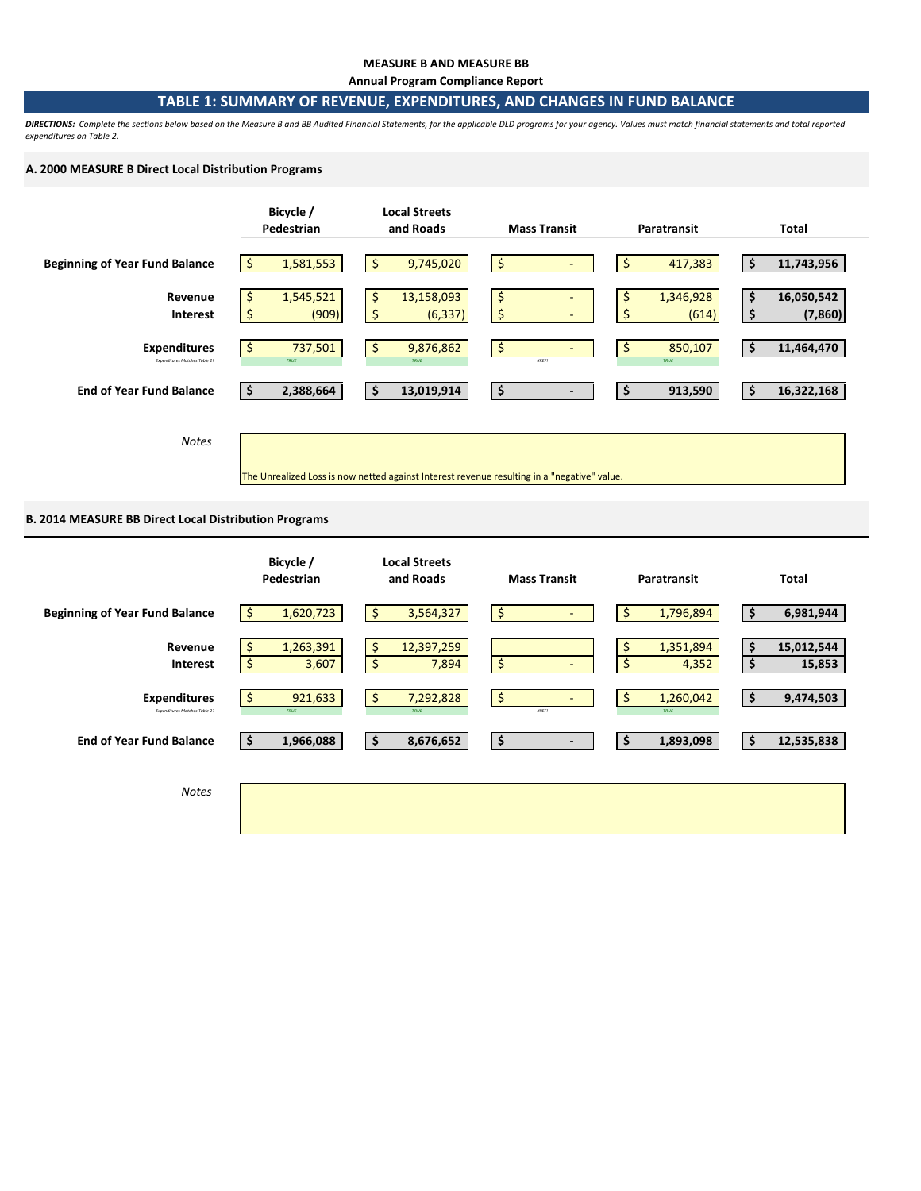**MEASURE B AND MEASURE BB**

**Annual Program Compliance Report**

## TABLE 1: SUMMARY OF REVENUE, EXPENDITURES, AND CHANGES IN FUND BALANCE

***DIRECTIONS:*** *Complete the sections below based on the Measure B and BB Audited Financial Statements, for the applicable DLD programs for your agency. Values must match financial statements and total reported expenditures on Table 2.*

### A. 2000 MEASURE B Direct Local Distribution Programs

| | Bicycle / Pedestrian | Local Streets and Roads | Mass Transit | Paratransit | Total |
|---|---|---|---|---|---|
| **Beginning of Year Fund Balance** | $ 1,581,553 | $ 9,745,020 | $ - | $ 417,383 | $ 11,743,956 |
| **Revenue** | $ 1,545,521 | $ 13,158,093 | $ - | $ 1,346,928 | $ 16,050,542 |
| **Interest** | $ (909) | $ (6,337) | $ - | $ (614) | $ (7,860) |
| **Expenditures** | $ 737,501 | $ 9,876,862 | $ - | $ 850,107 | $ 11,464,470 |
| *Expenditures Matches Table 2?* | TRUE | TRUE | #REF! | TRUE | |
| **End of Year Fund Balance** | $ 2,388,664 | $ 13,019,914 | $ - | $ 913,590 | $ 16,322,168 |

*Notes*

The Unrealized Loss is now netted against Interest revenue resulting in a "negative" value.

### B. 2014 MEASURE BB Direct Local Distribution Programs

| | Bicycle / Pedestrian | Local Streets and Roads | Mass Transit | Paratransit | Total |
|---|---|---|---|---|---|
| **Beginning of Year Fund Balance** | $ 1,620,723 | $ 3,564,327 | $ - | $ 1,796,894 | $ 6,981,944 |
| **Revenue** | $ 1,263,391 | $ 12,397,259 | | $ 1,351,894 | $ 15,012,544 |
| **Interest** | $ 3,607 | $ 7,894 | $ - | $ 4,352 | $ 15,853 |
| **Expenditures** | $ 921,633 | $ 7,292,828 | $ - | $ 1,260,042 | $ 9,474,503 |
| *Expenditures Matches Table 2?* | TRUE | TRUE | #REF! | TRUE | |
| **End of Year Fund Balance** | $ 1,966,088 | $ 8,676,652 | $ - | $ 1,893,098 | $ 12,535,838 |

*Notes*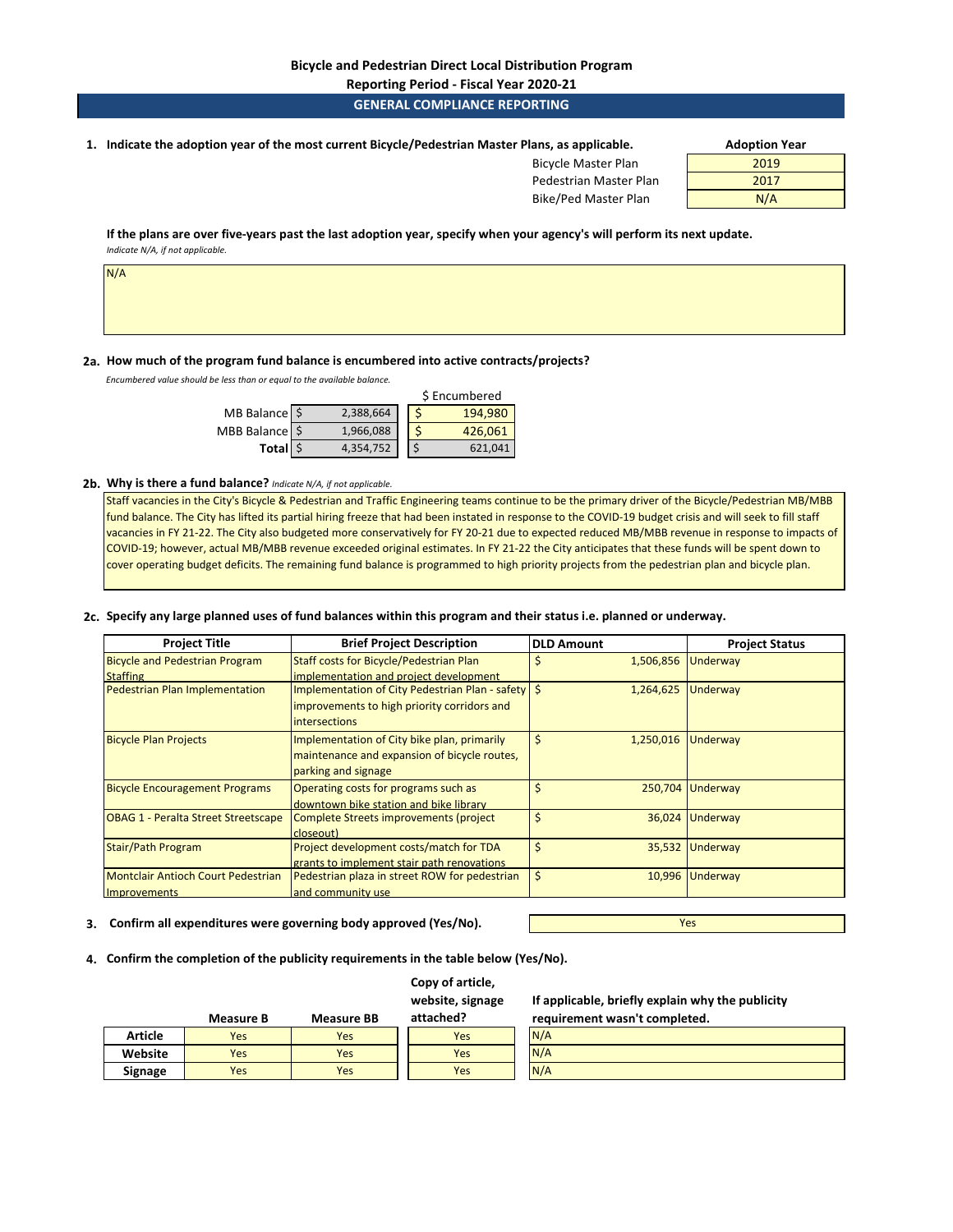# Bicycle and Pedestrian Direct Local Distribution Program

**Reporting Period - Fiscal Year 2020-21**

## GENERAL COMPLIANCE REPORTING

**1. Indicate the adoption year of the most current Bicycle/Pedestrian Master Plans, as applicable.**

| | Adoption Year |
|---|---|
| Bicycle Master Plan | 2019 |
| Pedestrian Master Plan | 2017 |
| Bike/Ped Master Plan | N/A |

**If the plans are over five-years past the last adoption year, specify when your agency's will perform its next update.**
*Indicate N/A, if not applicable.*

N/A

**2a. How much of the program fund balance is encumbered into active contracts/projects?**
*Encumbered value should be less than or equal to the available balance.*

| | Balance | $ Encumbered |
|---|---|---|
| MB Balance | $ 2,388,664 | $ 194,980 |
| MBB Balance | $ 1,966,088 | $ 426,061 |
| **Total** | $ 4,354,752 | $ 621,041 |

**2b. Why is there a fund balance?** *Indicate N/A, if not applicable.*

Staff vacancies in the City's Bicycle & Pedestrian and Traffic Engineering teams continue to be the primary driver of the Bicycle/Pedestrian MB/MBB fund balance. The City has lifted its partial hiring freeze that had been instated in response to the COVID-19 budget crisis and will seek to fill staff vacancies in FY 21-22. The City also budgeted more conservatively for FY 20-21 due to expected reduced MB/MBB revenue in response to impacts of COVID-19; however, actual MB/MBB revenue exceeded original estimates. In FY 21-22 the City anticipates that these funds will be spent down to cover operating budget deficits. The remaining fund balance is programmed to high priority projects from the pedestrian plan and bicycle plan.

**2c. Specify any large planned uses of fund balances within this program and their status i.e. planned or underway.**

| Project Title | Brief Project Description | DLD Amount | Project Status |
|---|---|---|---|
| Bicycle and Pedestrian Program Staffing | Staff costs for Bicycle/Pedestrian Plan implementation and project development | $ 1,506,856 | Underway |
| Pedestrian Plan Implementation | Implementation of City Pedestrian Plan - safety improvements to high priority corridors and intersections | $ 1,264,625 | Underway |
| Bicycle Plan Projects | Implementation of City bike plan, primarily maintenance and expansion of bicycle routes, parking and signage | $ 1,250,016 | Underway |
| Bicycle Encouragement Programs | Operating costs for programs such as downtown bike station and bike library | $ 250,704 | Underway |
| OBAG 1 - Peralta Street Streetscape | Complete Streets improvements (project closeout) | $ 36,024 | Underway |
| Stair/Path Program | Project development costs/match for TDA grants to implement stair path renovations | $ 35,532 | Underway |
| Montclair Antioch Court Pedestrian Improvements | Pedestrian plaza in street ROW for pedestrian and community use | $ 10,996 | Underway |

**3. Confirm all expenditures were governing body approved (Yes/No).** Yes

**4. Confirm the completion of the publicity requirements in the table below (Yes/No).**

| | Measure B | Measure BB | Copy of article, website, signage attached? | If applicable, briefly explain why the publicity requirement wasn't completed. |
|---|---|---|---|---|
| **Article** | Yes | Yes | Yes | N/A |
| **Website** | Yes | Yes | Yes | N/A |
| **Signage** | Yes | Yes | Yes | N/A |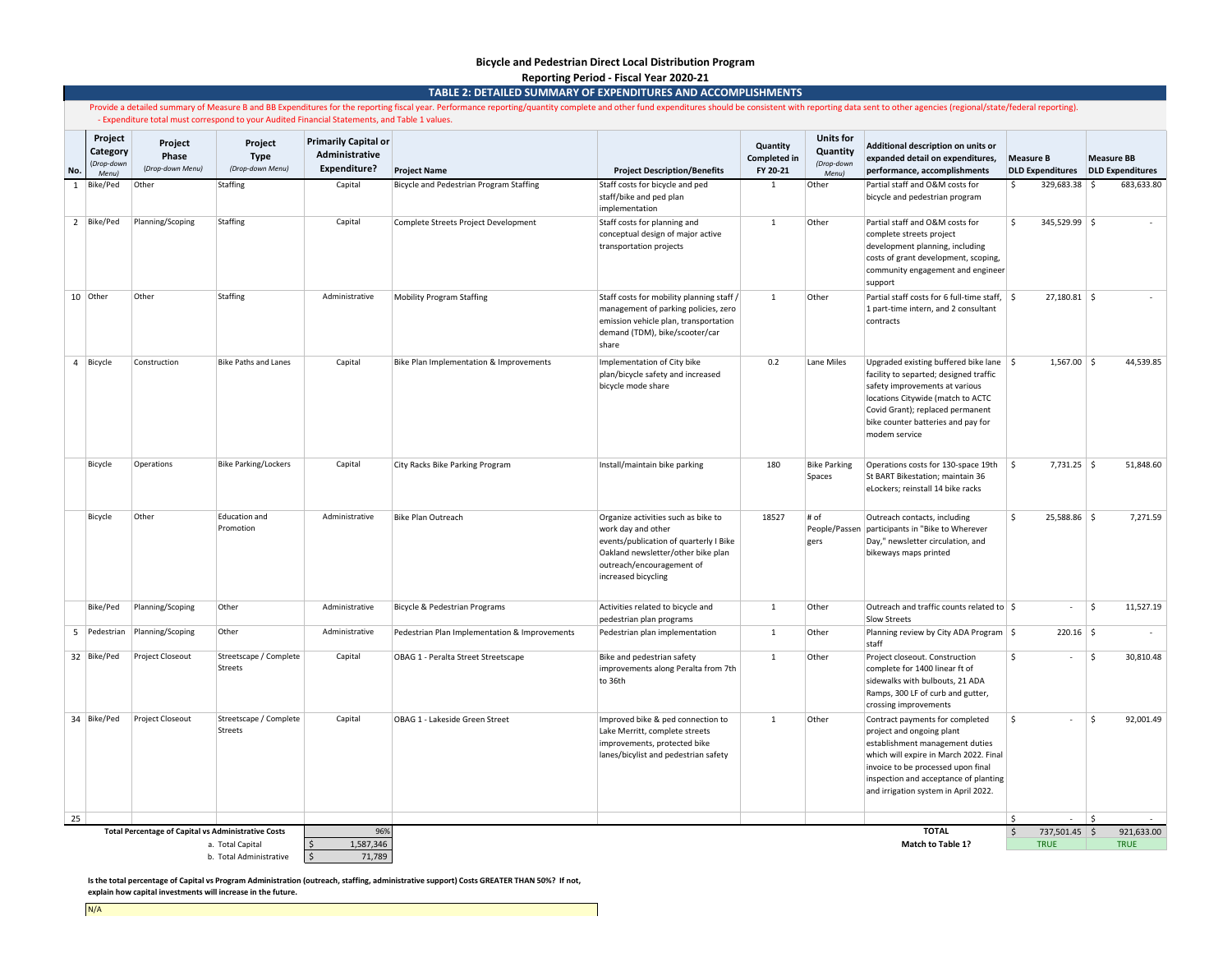**Bicycle and Pedestrian Direct Local Distribution Program**

**Reporting Period - Fiscal Year 2020-21**

## TABLE 2: DETAILED SUMMARY OF EXPENDITURES AND ACCOMPLISHMENTS

Provide a detailed summary of Measure B and BB Expenditures for the reporting fiscal year. Performance reporting/quantity complete and other fund expenditures should be consistent with reporting data sent to other agencies (regional/state/federal reporting).
- Expenditure total must correspond to your Audited Financial Statements, and Table 1 values.

| No. | Project Category *(Drop-down Menu)* | Project Phase *(Drop-down Menu)* | Project Type *(Drop-down Menu)* | Primarily Capital or Administrative Expenditure? | Project Name | Project Description/Benefits | Quantity Completed in FY 20-21 | Units for Quantity *(Drop-down Menu)* | Additional description on units or expanded detail on expenditures, performance, accomplishments | Measure B DLD Expenditures | Measure BB DLD Expenditures |
|---|---|---|---|---|---|---|---|---|---|---|---|
| 1 | Bike/Ped | Other | Staffing | Capital | Bicycle and Pedestrian Program Staffing | Staff costs for bicycle and ped staff/bike and ped plan implementation | 1 | Other | Partial staff and O&M costs for bicycle and pedestrian program | $ 329,683.38 | $ 683,633.80 |
| 2 | Bike/Ped | Planning/Scoping | Staffing | Capital | Complete Streets Project Development | Staff costs for planning and conceptual design of major active transportation projects | 1 | Other | Partial staff and O&M costs for complete streets project development planning, including costs of grant development, scoping, community engagement and engineer support | $ 345,529.99 | $ - |
| 10 | Other | Other | Staffing | Administrative | Mobility Program Staffing | Staff costs for mobility planning staff / management of parking policies, zero emission vehicle plan, transportation demand (TDM), bike/scooter/car share | 1 | Other | Partial staff costs for 6 full-time staff, 1 part-time intern, and 2 consultant contracts | $ 27,180.81 | $ - |
| 4 | Bicycle | Construction | Bike Paths and Lanes | Capital | Bike Plan Implementation & Improvements | Implementation of City bike plan/bicycle safety and increased bicycle mode share | 0.2 | Lane Miles | Upgraded existing buffered bike lane facility to separted; designed traffic safety improvements at various locations Citywide (match to ACTC Covid Grant); replaced permanent bike counter batteries and pay for modem service | $ 1,567.00 | $ 44,539.85 |
| | Bicycle | Operations | Bike Parking/Lockers | Capital | City Racks Bike Parking Program | Install/maintain bike parking | 180 | Bike Parking Spaces | Operations costs for 130-space 19th St BART Bikestation; maintain 36 eLockers; reinstall 14 bike racks | $ 7,731.25 | $ 51,848.60 |
| | Bicycle | Other | Education and Promotion | Administrative | Bike Plan Outreach | Organize activities such as bike to work day and other events/publication of quarterly I Bike Oakland newsletter/other bike plan outreach/encouragement of increased bicycling | 18527 | # of People/Passengers | Outreach contacts, including participants in "Bike to Wherever Day," newsletter circulation, and bikeways maps printed | $ 25,588.86 | $ 7,271.59 |
| | Bike/Ped | Planning/Scoping | Other | Administrative | Bicycle & Pedestrian Programs | Activities related to bicycle and pedestrian plan programs | 1 | Other | Outreach and traffic counts related to Slow Streets | $ - | $ 11,527.19 |
| 5 | Pedestrian | Planning/Scoping | Other | Administrative | Pedestrian Plan Implementation & Improvements | Pedestrian plan implementation | 1 | Other | Planning review by City ADA Program staff | $ 220.16 | $ - |
| 32 | Bike/Ped | Project Closeout | Streetscape / Complete Streets | Capital | OBAG 1 - Peralta Street Streetscape | Bike and pedestrian safety improvements along Peralta from 7th to 36th | 1 | Other | Project closeout. Construction complete for 1400 linear ft of sidewalks with bulbouts, 21 ADA Ramps, 300 LF of curb and gutter, crossing improvements | $ - | $ 30,810.48 |
| 34 | Bike/Ped | Project Closeout | Streetscape / Complete Streets | Capital | OBAG 1 - Lakeside Green Street | Improved bike & ped connection to Lake Merritt, complete streets improvements, protected bike lanes/bicylist and pedestrian safety | 1 | Other | Contract payments for completed project and ongoing plant establishment management duties which will expire in March 2022. Final invoice to be processed upon final inspection and acceptance of planting and irrigation system in April 2022. | $ - | $ 92,001.49 |
| 25 | | | | | | | | | | $ - | $ - |
| | | | | | | | | | **TOTAL** | $ 737,501.45 | $ 921,633.00 |
| | | | | | | | | | **Match to Table 1?** | TRUE | TRUE |

| **Total Percentage of Capital vs Administrative Costs** | 96% |
|---|---|
| a. Total Capital | $ 1,587,346 |
| b. Total Administrative | $ 71,789 |

**Is the total percentage of Capital vs Program Administration (outreach, staffing, administrative support) Costs GREATER THAN 50%? If not, explain how capital investments will increase in the future.**

N/A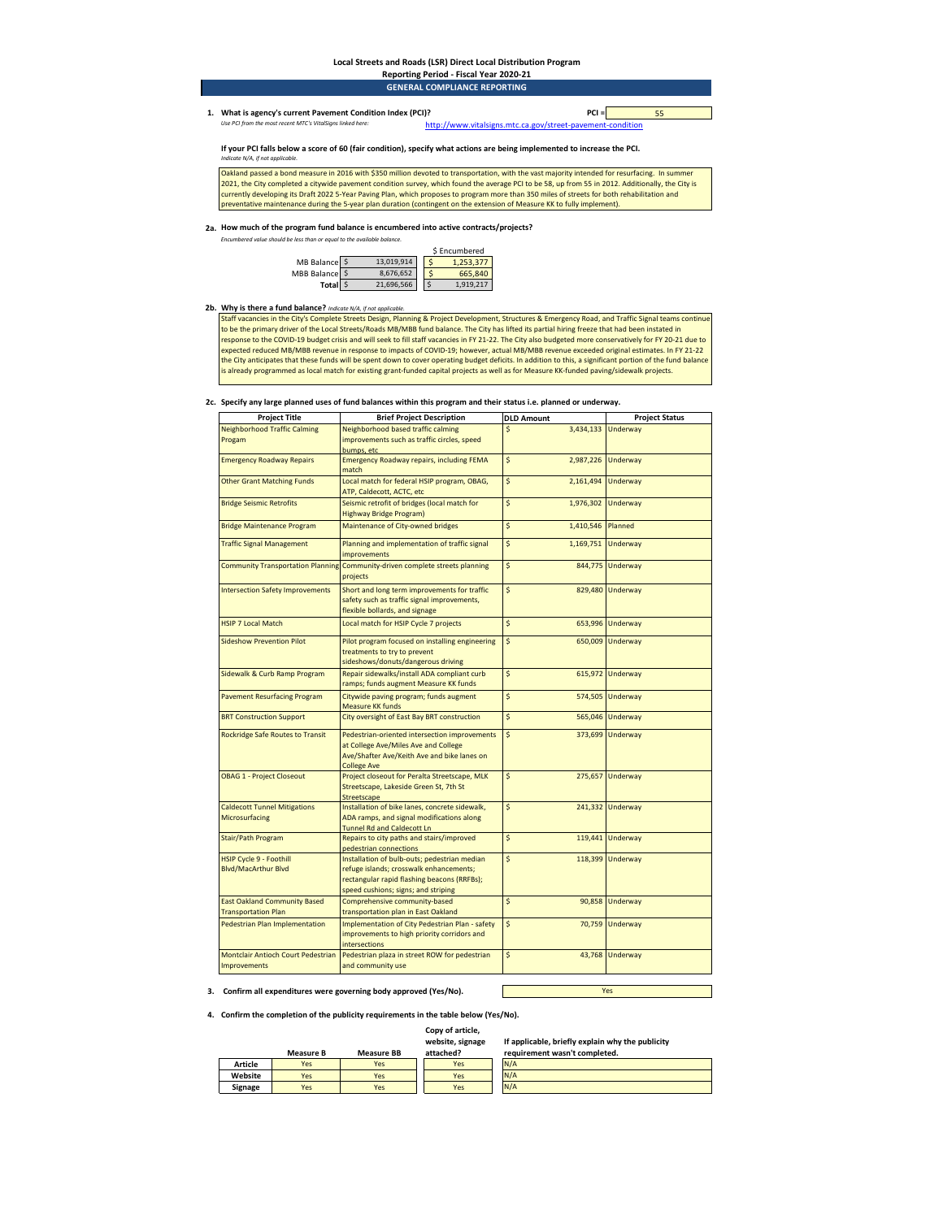# Local Streets and Roads (LSR) Direct Local Distribution Program

## Reporting Period - Fiscal Year 2020-21

## GENERAL COMPLIANCE REPORTING

**1. What is agency's current Pavement Condition Index (PCI)?** **PCI =** 55

*Use PCI from the most recent MTC's VitalSigns linked here:* http://www.vitalsigns.mtc.ca.gov/street-pavement-condition

**If your PCI falls below a score of 60 (fair condition), specify what actions are being implemented to increase the PCI.**
*Indicate N/A, if not applicable.*

Oakland passed a bond measure in 2016 with $350 million devoted to transportation, with the vast majority intended for resurfacing. In summer 2021, the City completed a citywide pavement condition survey, which found the average PCI to be 58, up from 55 in 2012. Additionally, the City is currently developing its Draft 2022 5-Year Paving Plan, which proposes to program more than 350 miles of streets for both rehabilitation and preventative maintenance during the 5-year plan duration (contingent on the extension of Measure KK to fully implement).

**2a. How much of the program fund balance is encumbered into active contracts/projects?**
*Encumbered value should be less than or equal to the available balance.*

| | Balance | $ Encumbered |
|---|---|---|
| MB Balance | $ 13,019,914 | $ 1,253,377 |
| MBB Balance | $ 8,676,652 | $ 665,840 |
| **Total** | $ 21,696,566 | $ 1,919,217 |

**2b. Why is there a fund balance?** *Indicate N/A, if not applicable.*

Staff vacancies in the City's Complete Streets Design, Planning & Project Development, Structures & Emergency Road, and Traffic Signal teams continue to be the primary driver of the Local Streets/Roads MB/MBB fund balance. The City has lifted its partial hiring freeze that had been instated in response to the COVID-19 budget crisis and will seek to fill staff vacancies in FY 21-22. The City also budgeted more conservatively for FY 20-21 due to expected reduced MB/MBB revenue in response to impacts of COVID-19; however, actual MB/MBB revenue exceeded original estimates. In FY 21-22 the City anticipates that these funds will be spent down to cover operating budget deficits. In addition to this, a significant portion of the fund balance is already programmed as local match for existing grant-funded capital projects as well as for Measure KK-funded paving/sidewalk projects.

**2c. Specify any large planned uses of fund balances within this program and their status i.e. planned or underway.**

| Project Title | Brief Project Description | DLD Amount | Project Status |
|---|---|---|---|
| Neighborhood Traffic Calming Progam | Neighborhood based traffic calming improvements such as traffic circles, speed bumps, etc | $ 3,434,133 | Underway |
| Emergency Roadway Repairs | Emergency Roadway repairs, including FEMA match | $ 2,987,226 | Underway |
| Other Grant Matching Funds | Local match for federal HSIP program, OBAG, ATP, Caldecott, ACTC, etc | $ 2,161,494 | Underway |
| Bridge Seismic Retrofits | Seismic retrofit of bridges (local match for Highway Bridge Program) | $ 1,976,302 | Underway |
| Bridge Maintenance Program | Maintenance of City-owned bridges | $ 1,410,546 | Planned |
| Traffic Signal Management | Planning and implementation of traffic signal improvements | $ 1,169,751 | Underway |
| Community Transportation Planning | Community-driven complete streets planning projects | $ 844,775 | Underway |
| Intersection Safety Improvements | Short and long term improvements for traffic safety such as traffic signal improvements, flexible bollards, and signage | $ 829,480 | Underway |
| HSIP 7 Local Match | Local match for HSIP Cycle 7 projects | $ 653,996 | Underway |
| Sideshow Prevention Pilot | Pilot program focused on installing engineering treatments to try to prevent sideshows/donuts/dangerous driving | $ 650,009 | Underway |
| Sidewalk & Curb Ramp Program | Repair sidewalks/install ADA compliant curb ramps; funds augment Measure KK funds | $ 615,972 | Underway |
| Pavement Resurfacing Program | Citywide paving program; funds augment Measure KK funds | $ 574,505 | Underway |
| BRT Construction Support | City oversight of East Bay BRT construction | $ 565,046 | Underway |
| Rockridge Safe Routes to Transit | Pedestrian-oriented intersection improvements at College Ave/Miles Ave and College Ave/Shafter Ave/Keith Ave and bike lanes on College Ave | $ 373,699 | Underway |
| OBAG 1 - Project Closeout | Project closeout for Peralta Streetscape, MLK Streetscape, Lakeside Green St, 7th St Streetscape | $ 275,657 | Underway |
| Caldecott Tunnel Mitigations Microsurfacing | Installation of bike lanes, concrete sidewalk, ADA ramps, and signal modifications along Tunnel Rd and Caldecott Ln | $ 241,332 | Underway |
| Stair/Path Program | Repairs to city paths and stairs/improved pedestrian connections | $ 119,441 | Underway |
| HSIP Cycle 9 - Foothill Blvd/MacArthur Blvd | Installation of bulb-outs; pedestrian median refuge islands; crosswalk enhancements; rectangular rapid flashing beacons (RRFBs); speed cushions; signs; and striping | $ 118,399 | Underway |
| East Oakland Community Based Transportation Plan | Comprehensive community-based transportation plan in East Oakland | $ 90,858 | Underway |
| Pedestrian Plan Implementation | Implementation of City Pedestrian Plan - safety improvements to high priority corridors and intersections | $ 70,759 | Underway |
| Montclair Antioch Court Pedestrian Improvements | Pedestrian plaza in street ROW for pedestrian and community use | $ 43,768 | Underway |

**3. Confirm all expenditures were governing body approved (Yes/No).** Yes

**4. Confirm the completion of the publicity requirements in the table below (Yes/No).**

| | Measure B | Measure BB | Copy of article, website, signage attached? | If applicable, briefly explain why the publicity requirement wasn't completed. |
|---|---|---|---|---|
| **Article** | Yes | Yes | Yes | N/A |
| **Website** | Yes | Yes | Yes | N/A |
| **Signage** | Yes | Yes | Yes | N/A |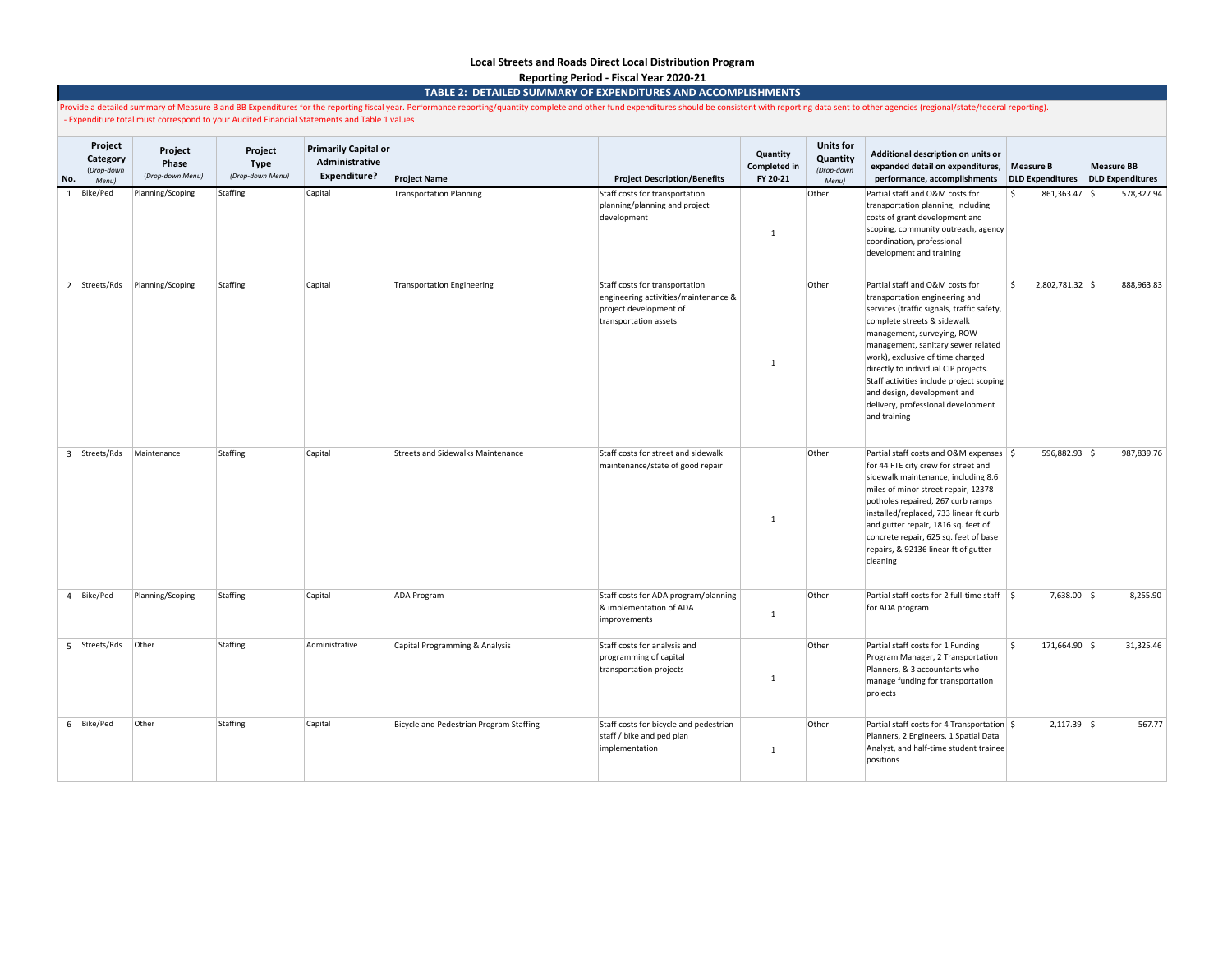**Local Streets and Roads Direct Local Distribution Program**

**Reporting Period - Fiscal Year 2020-21**

**TABLE 2: DETAILED SUMMARY OF EXPENDITURES AND ACCOMPLISHMENTS**

Provide a detailed summary of Measure B and BB Expenditures for the reporting fiscal year. Performance reporting/quantity complete and other fund expenditures should be consistent with reporting data sent to other agencies (regional/state/federal reporting).
- Expenditure total must correspond to your Audited Financial Statements and Table 1 values

| No. | Project Category *(Drop-down Menu)* | Project Phase *(Drop-down Menu)* | Project Type *(Drop-down Menu)* | Primarily Capital or Administrative Expenditure? | Project Name | Project Description/Benefits | Quantity Completed in FY 20-21 | Units for Quantity *(Drop-down Menu)* | Additional description on units or expanded detail on expenditures, performance, accomplishments | Measure B DLD Expenditures | Measure BB DLD Expenditures |
|---|---|---|---|---|---|---|---|---|---|---|---|
| 1 | Bike/Ped | Planning/Scoping | Staffing | Capital | Transportation Planning | Staff costs for transportation planning/planning and project development | 1 | Other | Partial staff and O&M costs for transportation planning, including costs of grant development and scoping, community outreach, agency coordination, professional development and training | $ 861,363.47 | $ 578,327.94 |
| 2 | Streets/Rds | Planning/Scoping | Staffing | Capital | Transportation Engineering | Staff costs for transportation engineering activities/maintenance & project development of transportation assets | 1 | Other | Partial staff and O&M costs for transportation engineering and services (traffic signals, traffic safety, complete streets & sidewalk management, surveying, ROW management, sanitary sewer related work), exclusive of time charged directly to individual CIP projects. Staff activities include project scoping and design, development and delivery, professional development and training | $ 2,802,781.32 | $ 888,963.83 |
| 3 | Streets/Rds | Maintenance | Staffing | Capital | Streets and Sidewalks Maintenance | Staff costs for street and sidewalk maintenance/state of good repair | 1 | Other | Partial staff costs and O&M expenses for 44 FTE city crew for street and sidewalk maintenance, including 8.6 miles of minor street repair, 12378 potholes repaired, 267 curb ramps installed/replaced, 733 linear ft curb and gutter repair, 1816 sq. feet of concrete repair, 625 sq. feet of base repairs, & 92136 linear ft of gutter cleaning | $ 596,882.93 | $ 987,839.76 |
| 4 | Bike/Ped | Planning/Scoping | Staffing | Capital | ADA Program | Staff costs for ADA program/planning & implementation of ADA improvements | 1 | Other | Partial staff costs for 2 full-time staff for ADA program | $ 7,638.00 | $ 8,255.90 |
| 5 | Streets/Rds | Other | Staffing | Administrative | Capital Programming & Analysis | Staff costs for analysis and programming of capital transportation projects | 1 | Other | Partial staff costs for 1 Funding Program Manager, 2 Transportation Planners, & 3 accountants who manage funding for transportation projects | $ 171,664.90 | $ 31,325.46 |
| 6 | Bike/Ped | Other | Staffing | Capital | Bicycle and Pedestrian Program Staffing | Staff costs for bicycle and pedestrian staff / bike and ped plan implementation | 1 | Other | Partial staff costs for 4 Transportation Planners, 2 Engineers, 1 Spatial Data Analyst, and half-time student trainee positions | $ 2,117.39 | $ 567.77 |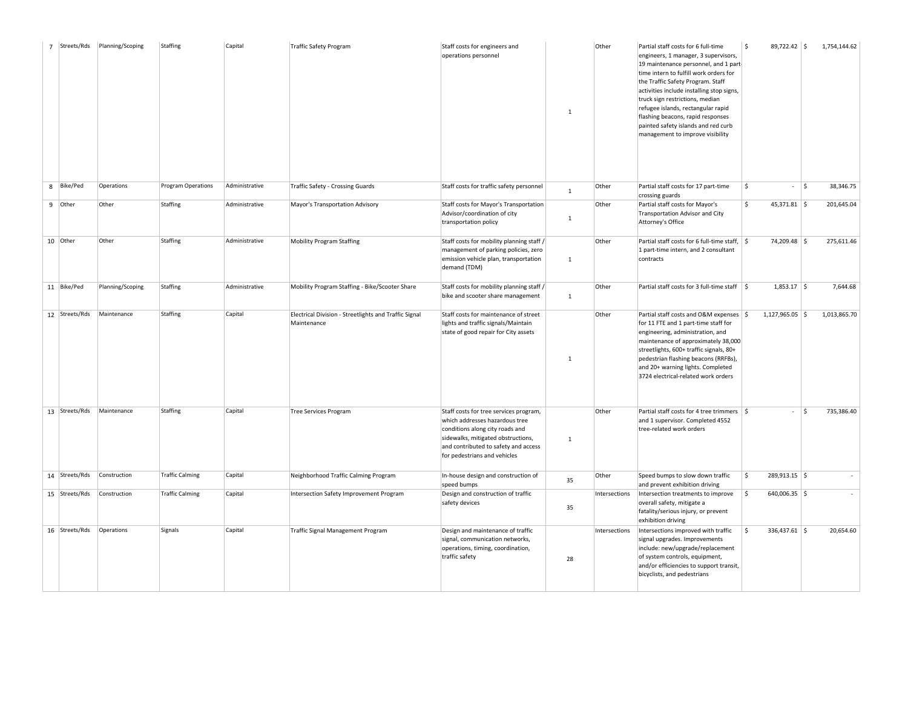| 7 | Streets/Rds | Planning/Scoping | Staffing | Capital | Traffic Safety Program | Staff costs for engineers and operations personnel | 1 | Other | Partial staff costs for 6 full-time engineers, 1 manager, 3 supervisors, 19 maintenance personnel, and 1 part-time intern to fulfill work orders for the Traffic Safety Program. Staff activities include installing stop signs, truck sign restrictions, median refugee islands, rectangular rapid flashing beacons, rapid responses painted safety islands and red curb management to improve visibility | $ 89,722.42 | $ 1,754,144.62 |
|---|---|---|---|---|---|---|---|---|---|---|---|
| 8 | Bike/Ped | Operations | Program Operations | Administrative | Traffic Safety - Crossing Guards | Staff costs for traffic safety personnel | 1 | Other | Partial staff costs for 17 part-time crossing guards | $ - | $ 38,346.75 |
| 9 | Other | Other | Staffing | Administrative | Mayor's Transportation Advisory | Staff costs for Mayor's Transportation Advisor/coordination of city transportation policy | 1 | Other | Partial staff costs for Mayor's Transportation Advisor and City Attorney's Office | $ 45,371.81 | $ 201,645.04 |
| 10 | Other | Other | Staffing | Administrative | Mobility Program Staffing | Staff costs for mobility planning staff / management of parking policies, zero emission vehicle plan, transportation demand (TDM) | 1 | Other | Partial staff costs for 6 full-time staff, 1 part-time intern, and 2 consultant contracts | $ 74,209.48 | $ 275,611.46 |
| 11 | Bike/Ped | Planning/Scoping | Staffing | Administrative | Mobility Program Staffing - Bike/Scooter Share | Staff costs for mobility planning staff / bike and scooter share management | 1 | Other | Partial staff costs for 3 full-time staff | $ 1,853.17 | $ 7,644.68 |
| 12 | Streets/Rds | Maintenance | Staffing | Capital | Electrical Division - Streetlights and Traffic Signal Maintenance | Staff costs for maintenance of street lights and traffic signals/Maintain state of good repair for City assets | 1 | Other | Partial staff costs and O&M expenses for 11 FTE and 1 part-time staff for engineering, administration, and maintenance of approximately 38,000 streetlights, 600+ traffic signals, 80+ pedestrian flashing beacons (RRFBs), and 20+ warning lights. Completed 3724 electrical-related work orders | $ 1,127,965.05 | $ 1,013,865.70 |
| 13 | Streets/Rds | Maintenance | Staffing | Capital | Tree Services Program | Staff costs for tree services program, which addresses hazardous tree conditions along city roads and sidewalks, mitigated obstructions, and contributed to safety and access for pedestrians and vehicles | 1 | Other | Partial staff costs for 4 tree trimmers and 1 supervisor. Completed 4552 tree-related work orders | $ - | $ 735,386.40 |
| 14 | Streets/Rds | Construction | Traffic Calming | Capital | Neighborhood Traffic Calming Program | In-house design and construction of speed bumps | 35 | Other | Speed bumps to slow down traffic and prevent exhibition driving | $ 289,913.15 | $ - |
| 15 | Streets/Rds | Construction | Traffic Calming | Capital | Intersection Safety Improvement Program | Design and construction of traffic safety devices | 35 | Intersections | Intersection treatments to improve overall safety, mitigate a fatality/serious injury, or prevent exhibition driving | $ 640,006.35 | $ - |
| 16 | Streets/Rds | Operations | Signals | Capital | Traffic Signal Management Program | Design and maintenance of traffic signal, communication networks, operations, timing, coordination, traffic safety | 28 | Intersections | Intersections improved with traffic signal upgrades. Improvements include: new/upgrade/replacement of system controls, equipment, and/or efficiencies to support transit, bicyclists, and pedestrians | $ 336,437.61 | $ 20,654.60 |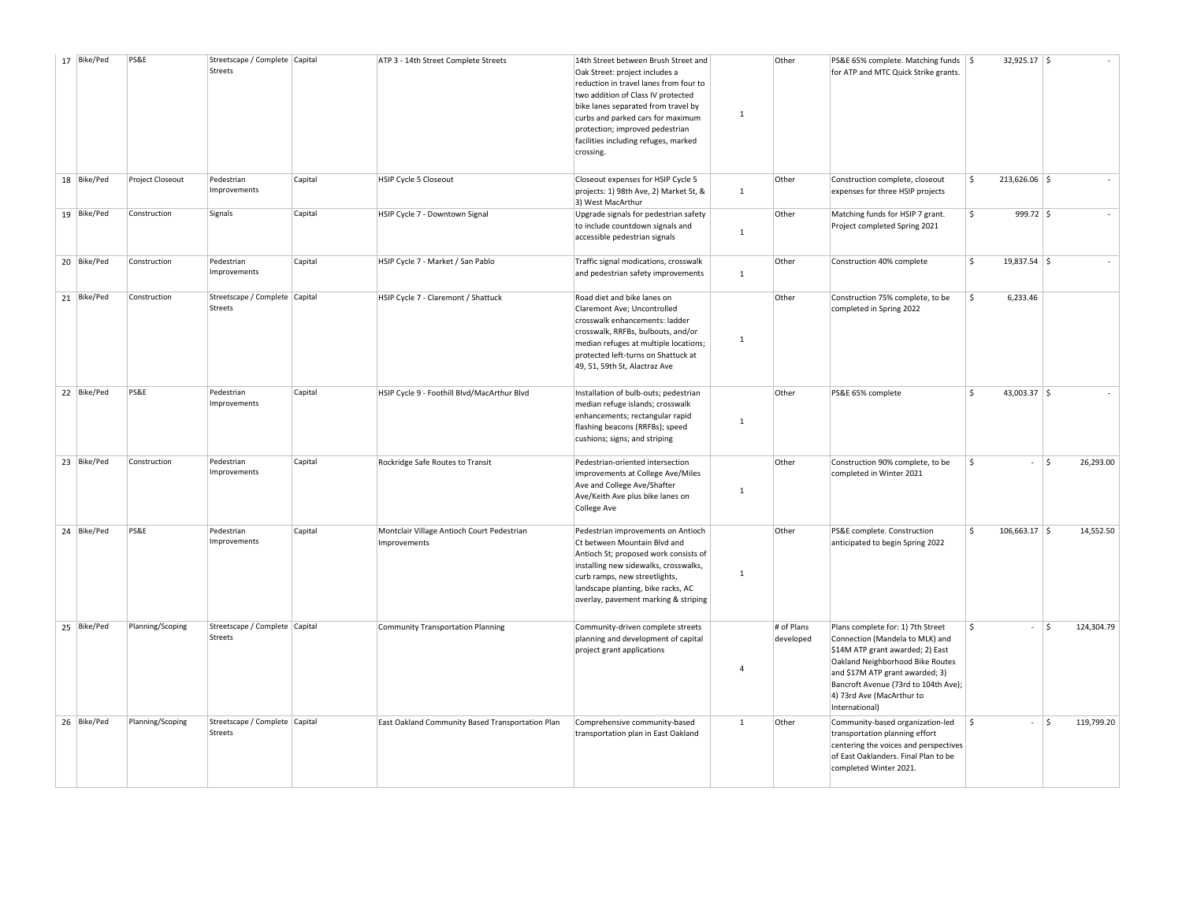| 17 | Bike/Ped | PS&E | Streetscape / Complete Streets | Capital | ATP 3 - 14th Street Complete Streets | 14th Street between Brush Street and Oak Street: project includes a reduction in travel lanes from four to two addition of Class IV protected bike lanes separated from travel by curbs and parked cars for maximum protection; improved pedestrian facilities including refuges, marked crossing. | 1 | Other | PS&E 65% complete. Matching funds for ATP and MTC Quick Strike grants. | $ 32,925.17 | $ - |
|---|---|---|---|---|---|---|---|---|---|---|---|
| 18 | Bike/Ped | Project Closeout | Pedestrian Improvements | Capital | HSIP Cycle 5 Closeout | Closeout expenses for HSIP Cycle 5 projects: 1) 98th Ave, 2) Market St, & 3) West MacArthur | 1 | Other | Construction complete, closeout expenses for three HSIP projects | $ 213,626.06 | $ - |
| 19 | Bike/Ped | Construction | Signals | Capital | HSIP Cycle 7 - Downtown Signal | Upgrade signals for pedestrian safety to include countdown signals and accessible pedestrian signals | 1 | Other | Matching funds for HSIP 7 grant. Project completed Spring 2021 | $ 999.72 | $ - |
| 20 | Bike/Ped | Construction | Pedestrian Improvements | Capital | HSIP Cycle 7 - Market / San Pablo | Traffic signal modications, crosswalk and pedestrian safety improvements | 1 | Other | Construction 40% complete | $ 19,837.54 | $ - |
| 21 | Bike/Ped | Construction | Streetscape / Complete Streets | Capital | HSIP Cycle 7 - Claremont / Shattuck | Road diet and bike lanes on Claremont Ave; Uncontrolled crosswalk enhancements: ladder crosswalk, RRFBs, bulbouts, and/or median refuges at multiple locations; protected left-turns on Shattuck at 49, 51, 59th St, Alactraz Ave | 1 | Other | Construction 75% complete, to be completed in Spring 2022 | $ 6,233.46 | |
| 22 | Bike/Ped | PS&E | Pedestrian Improvements | Capital | HSIP Cycle 9 - Foothill Blvd/MacArthur Blvd | Installation of bulb-outs; pedestrian median refuge islands; crosswalk enhancements; rectangular rapid flashing beacons (RRFBs); speed cushions; signs; and striping | 1 | Other | PS&E 65% complete | $ 43,003.37 | $ - |
| 23 | Bike/Ped | Construction | Pedestrian Improvements | Capital | Rockridge Safe Routes to Transit | Pedestrian-oriented intersection improvements at College Ave/Miles Ave and College Ave/Shafter Ave/Keith Ave plus bike lanes on College Ave | 1 | Other | Construction 90% complete, to be completed in Winter 2021 | $ - | $ 26,293.00 |
| 24 | Bike/Ped | PS&E | Pedestrian Improvements | Capital | Montclair Village Antioch Court Pedestrian Improvements | Pedestrian improvements on Antioch Ct between Mountain Blvd and Antioch St; proposed work consists of installing new sidewalks, crosswalks, curb ramps, new streetlights, landscape planting, bike racks, AC overlay, pavement marking & striping | 1 | Other | PS&E complete. Construction anticipated to begin Spring 2022 | $ 106,663.17 | $ 14,552.50 |
| 25 | Bike/Ped | Planning/Scoping | Streetscape / Complete Streets | Capital | Community Transportation Planning | Community-driven complete streets planning and development of capital project grant applications | 4 | # of Plans developed | Plans complete for: 1) 7th Street Connection (Mandela to MLK) and $14M ATP grant awarded; 2) East Oakland Neighborhood Bike Routes and $17M ATP grant awarded; 3) Bancroft Avenue (73rd to 104th Ave); 4) 73rd Ave (MacArthur to International) | $ - | $ 124,304.79 |
| 26 | Bike/Ped | Planning/Scoping | Streetscape / Complete Streets | Capital | East Oakland Community Based Transportation Plan | Comprehensive community-based transportation plan in East Oakland | 1 | Other | Community-based organization-led transportation planning effort centering the voices and perspectives of East Oaklanders. Final Plan to be completed Winter 2021. | $ - | $ 119,799.20 |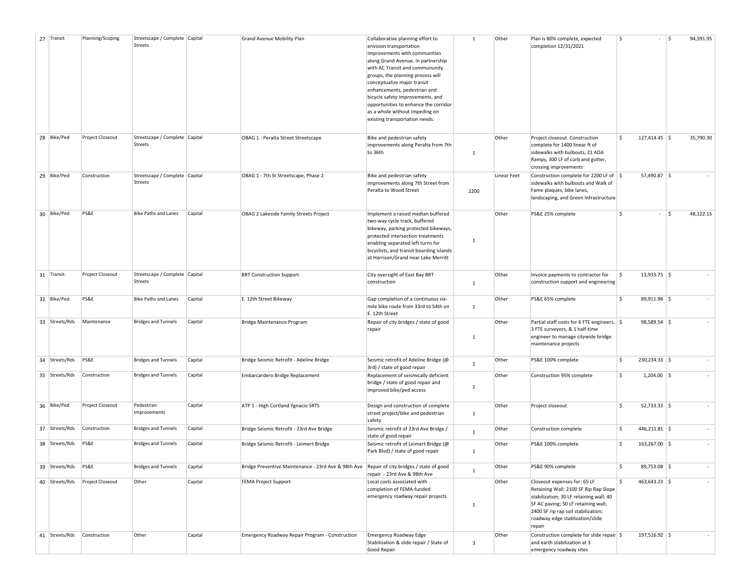| 27 | Transit | Planning/Scoping | Streetscape / Complete Streets | Capital | Grand Avenue Mobility Plan | Collaborative planning effort to envision transportation improvements with communities along Grand Avenue. In partnership with AC Transit and commununity groups, the planning process will conceptualize major transit enhancements, pedestrian and bicycle safety improvements, and opportunities to enhance the corridor as a whole without impeding on existing transportation needs. | 1 | Other | Plan is 80% complete, expected completion 12/31/2021 | $ - | $ 94,591.95 |
|---|---|---|---|---|---|---|---|---|---|---|---|
| 28 | Bike/Ped | Project Closeout | Streetscape / Complete Streets | Capital | OBAG 1 - Peralta Street Streetscape | Bike and pedestrian safety improvements along Peralta from 7th to 36th | 1 | Other | Project closeout. Construction complete for 1400 linear ft of sidewalks with bulbouts, 21 ADA Ramps, 300 LF of curb and gutter, crossing improvements | $ 127,414.45 | $ 35,790.30 |
| 29 | Bike/Ped | Construction | Streetscape / Complete Streets | Capital | OBAG 1 - 7th St Streetscape, Phase 2 | Bike and pedestrian safety improvements along 7th Street from Peralta to Wood Street | 2200 | Linear Feet | Construction complete for 2200 LF of sidewalks with bulbouts and Walk of Fame plaques, bike lanes, landscaping, and Green Infrastructure | $ 57,490.87 | $ - |
| 30 | Bike/Ped | PS&E | Bike Paths and Lanes | Capital | OBAG 2 Lakeside Family Streets Project | Implement a raised median buffered two-way cycle track, buffered bikeway, parking protected bikeways, protected intersection treatments enabling separated left turns for bicyclists, and transit boarding islands at Harrison/Grand near Lake Merritt | 1 | Other | PS&E 25% complete | $ - | $ 48,122.15 |
| 31 | Transit | Project Closeout | Streetscape / Complete Streets | Capital | BRT Construction Support | City oversight of East Bay BRT construction | 1 | Other | Invoice payments to contractor for construction support and engineering | $ 13,933.75 | $ - |
| 32 | Bike/Ped | PS&E | Bike Paths and Lanes | Capital | E. 12th Street Bikeway | Gap completion of a continuous six-mile bike route from 33rd to 54th on E. 12th Street | 1 | Other | PS&E 65% complete | $ 89,911.98 | $ - |
| 33 | Streets/Rds | Maintenance | Bridges and Tunnels | Capital | Bridge Maintenance Program | Repair of city bridges / state of good repair | 1 | Other | Partial staff costs for 6 FTE engineers, 3 FTE surveyors, & 1 half-time engineer to manage citywide bridge maintenance projects | $ 98,589.54 | $ - |
| 34 | Streets/Rds | PS&E | Bridges and Tunnels | Capital | Bridge Seismic Retrofit - Adeline Bridge | Seismic retrofit of Adeline Bridge (@ 3rd) / state of good repair | 1 | Other | PS&E 100% complete | $ 230,234.33 | $ - |
| 35 | Streets/Rds | Construction | Bridges and Tunnels | Capital | Embarcardero Bridge Replacement | Replacement of seismically deficient bridge / state of good repair and improved bike/ped access | 1 | Other | Construction 95% complete | $ 1,204.00 | $ - |
| 36 | Bike/Ped | Project Closeout | Pedestrian Improvements | Capital | ATP 1 - High Cortland Ygnacio SRTS | Design and construction of complete street project/bike and pedestrian safety | 1 | Other | Project closeout | $ 52,733.33 | $ - |
| 37 | Streets/Rds | Construction | Bridges and Tunnels | Capital | Bridge Seismic Retrofit - 23rd Ave Bridge | Seismic retrofit of 23rd Ave Bridge / state of good repair | 1 | Other | Construction complete | $ 446,211.81 | $ - |
| 38 | Streets/Rds | PS&E | Bridges and Tunnels | Capital | Bridge Seismic Retrofit - Leimert Bridge | Seismic retrofit of Leimert Bridge (@ Park Blvd) / state of good repair | 1 | Other | PS&E 100% complete | $ 163,267.00 | $ - |
| 39 | Streets/Rds | PS&E | Bridges and Tunnels | Capital | Bridge Preventive Maintenance - 23rd Ave & 98th Ave | Repair of city bridges / state of good repair - 23rd Ave & 98th Ave | 1 | Other | PS&E 90% complete | $ 89,753.08 | $ - |
| 40 | Streets/Rds | Project Closeout | Other | Capital | FEMA Project Support | Local costs associated with completion of FEMA-funded emergency roadway repair projects | 1 | Other | Closeout expenses for: 65 LF Retaining Wall: 2100 SF Rip Rap Slope stabilization; 30 LF retaining wall; 40 SF AC paving; 50 LF retaining wall; 2400 SF rip rap soil stabilization; roadway edge stablization/slide repair | $ 463,643.23 | $ - |
| 41 | Streets/Rds | Construction | Other | Capital | Emergency Roadway Repair Program - Construction | Emergency Roadway Edge Stabilization & slide repair / State of Good Repair | 3 | Other | Construction complete for slide repair and earth stabilization at 3 emergency roadway sites | $ 197,516.92 | $ - |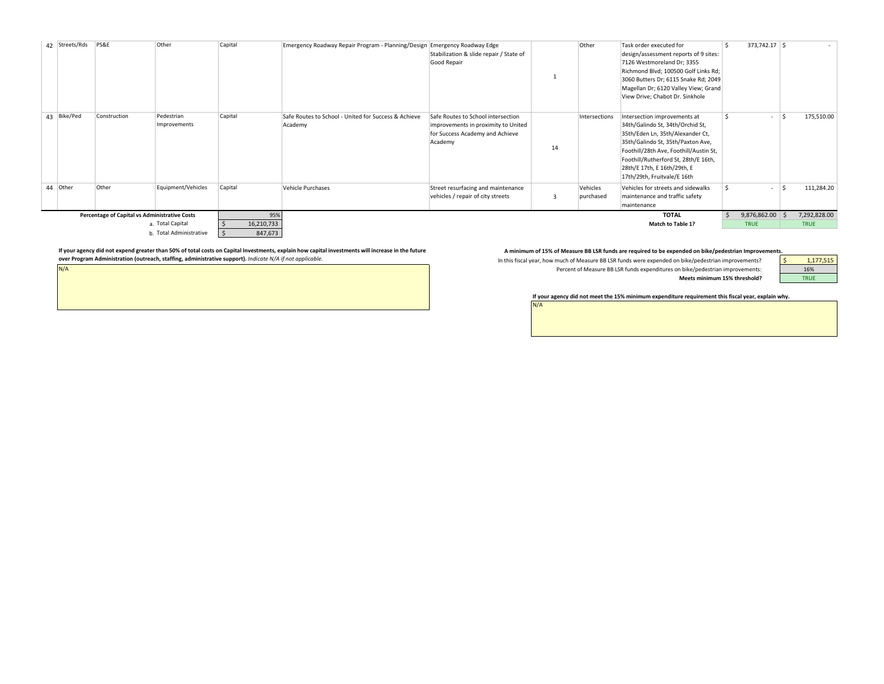| # | Category | Phase | Subcategory | Type | Project Name | Description | Quantity | Units | Notes | Amount 1 | Amount 2 |
|---|---|---|---|---|---|---|---|---|---|---|---|
| 42 | Streets/Rds | PS&E | Other | Capital | Emergency Roadway Repair Program - Planning/Design | Emergency Roadway Edge Stabilization & slide repair / State of Good Repair | 1 | Other | Task order executed for design/assessment reports of 9 sites: 7126 Westmoreland Dr; 3355 Richmond Blvd; 100500 Golf Links Rd; 3060 Butters Dr; 6115 Snake Rd; 2049 Magellan Dr; 6120 Valley View; Grand View Drive; Chabot Dr. Sinkhole | $ 373,742.17 | $ - |
| 43 | Bike/Ped | Construction | Pedestrian Improvements | Capital | Safe Routes to School - United for Success & Achieve Academy | Safe Routes to School intersection improvements in proximity to United for Success Academy and Achieve Academy | 14 | Intersections | Intersection improvements at 34th/Galindo St, 34th/Orchid St, 35th/Eden Ln, 35th/Alexander Ct, 35th/Galindo St, 35th/Paxton Ave, Foothill/28th Ave, Foothill/Austin St, Foothill/Rutherford St, 28th/E 16th, 28th/E 17th, E 16th/29th, E 17th/29th, Fruitvale/E 16th | $ - | $ 175,510.00 |
| 44 | Other | Other | Equipment/Vehicles | Capital | Vehicle Purchases | Street resurfacing and maintenance vehicles / repair of city streets | 3 | Vehicles purchased | Vehicles for streets and sidewalks maintenance and traffic safety maintenance | $ - | $ 111,284.20 |
| | | | | | | | | | **TOTAL** | $ 9,876,862.00 | $ 7,292,828.00 |
| | | | | | | | | | **Match to Table 1?** | TRUE | TRUE |

| **Percentage of Capital vs Administrative Costs** | 95% |
|---|---|
| a. Total Capital | $ 16,210,733 |
| b. Total Administrative | $ 847,673 |

**If your agency did not expend greater than 50% of total costs on Capital Investments, explain how capital investments will increase in the future over Program Administration (outreach, staffing, administrative support).** *Indicate N/A if not applicable.*

N/A

**A minimum of 15% of Measure BB LSR funds are required to be expended on bike/pedestrian Improvements.**

| | |
|---|---|
| In this fiscal year, how much of Measure BB LSR funds were expended on bike/pedestrian improvements? | $ 1,177,515 |
| Percent of Measure BB LSR funds expenditures on bike/pedestrian improvements: | 16% |
| **Meets minimum 15% threshold?** | TRUE |

**If your agency did not meet the 15% minimum expenditure requirement this fiscal year, explain why.**

N/A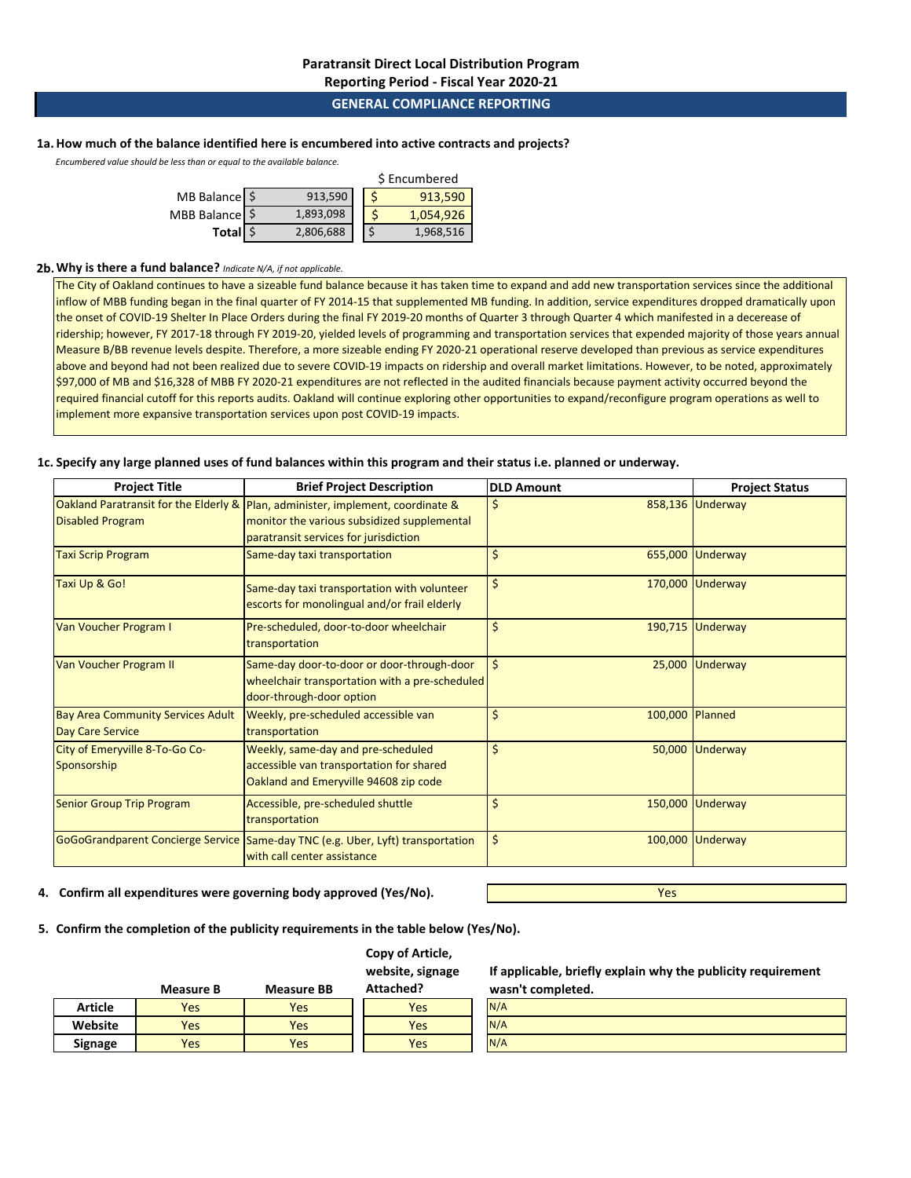## Paratransit Direct Local Distribution Program
## Reporting Period - Fiscal Year 2020-21

### GENERAL COMPLIANCE REPORTING

**1a. How much of the balance identified here is encumbered into active contracts and projects?**

*Encumbered value should be less than or equal to the available balance.*

| | Balance | $ Encumbered |
|---|---|---|
| MB Balance | $ 913,590 | $ 913,590 |
| MBB Balance | $ 1,893,098 | $ 1,054,926 |
| **Total** | $ 2,806,688 | $ 1,968,516 |

**2b. Why is there a fund balance?** *Indicate N/A, if not applicable.*

The City of Oakland continues to have a sizeable fund balance because it has taken time to expand and add new transportation services since the additional inflow of MBB funding began in the final quarter of FY 2014-15 that supplemented MB funding. In addition, service expenditures dropped dramatically upon the onset of COVID-19 Shelter In Place Orders during the final FY 2019-20 months of Quarter 3 through Quarter 4 which manifested in a decerease of ridership; however, FY 2017-18 through FY 2019-20, yielded levels of programming and transportation services that expended majority of those years annual Measure B/BB revenue levels despite. Therefore, a more sizeable ending FY 2020-21 operational reserve developed than previous as service expenditures above and beyond had not been realized due to severe COVID-19 impacts on ridership and overall market limitations. However, to be noted, approximately $97,000 of MB and $16,328 of MBB FY 2020-21 expenditures are not reflected in the audited financials because payment activity occurred beyond the required financial cutoff for this reports audits. Oakland will continue exploring other opportunities to expand/reconfigure program operations as well to implement more expansive transportation services upon post COVID-19 impacts.

**1c. Specify any large planned uses of fund balances within this program and their status i.e. planned or underway.**

| Project Title | Brief Project Description | DLD Amount | Project Status |
|---|---|---|---|
| Oakland Paratransit for the Elderly & Disabled Program | Plan, administer, implement, coordinate & monitor the various subsidized supplemental paratransit services for jurisdiction | $ 858,136 | Underway |
| Taxi Scrip Program | Same-day taxi transportation | $ 655,000 | Underway |
| Taxi Up & Go! | Same-day taxi transportation with volunteer escorts for monolingual and/or frail elderly | $ 170,000 | Underway |
| Van Voucher Program I | Pre-scheduled, door-to-door wheelchair transportation | $ 190,715 | Underway |
| Van Voucher Program II | Same-day door-to-door or door-through-door wheelchair transportation with a pre-scheduled door-through-door option | $ 25,000 | Underway |
| Bay Area Community Services Adult Day Care Service | Weekly, pre-scheduled accessible van transportation | $ 100,000 | Planned |
| City of Emeryville 8-To-Go Co-Sponsorship | Weekly, same-day and pre-scheduled accessible van transportation for shared Oakland and Emeryville 94608 zip code | $ 50,000 | Underway |
| Senior Group Trip Program | Accessible, pre-scheduled shuttle transportation | $ 150,000 | Underway |
| GoGoGrandparent Concierge Service | Same-day TNC (e.g. Uber, Lyft) transportation with call center assistance | $ 100,000 | Underway |

**4. Confirm all expenditures were governing body approved (Yes/No).** Yes

**5. Confirm the completion of the publicity requirements in the table below (Yes/No).**

| | Measure B | Measure BB | Copy of Article, website, signage Attached? | If applicable, briefly explain why the publicity requirement wasn't completed. |
|---|---|---|---|---|
| **Article** | Yes | Yes | Yes | N/A |
| **Website** | Yes | Yes | Yes | N/A |
| **Signage** | Yes | Yes | Yes | N/A |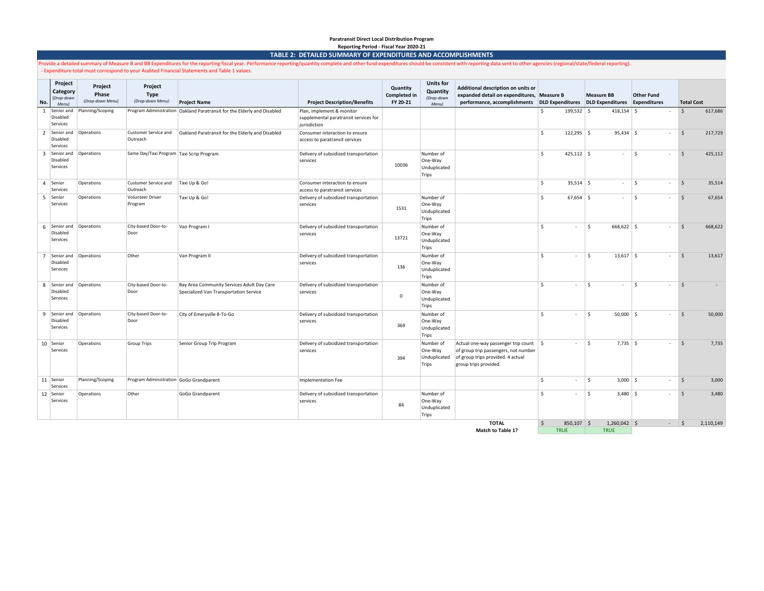**Paratransit Direct Local Distribution Program**

**Reporting Period - Fiscal Year 2020-21**

## TABLE 2: DETAILED SUMMARY OF EXPENDITURES AND ACCOMPLISHMENTS

Provide a detailed summary of Measure B and BB Expenditures for the reporting fiscal year. Performance reporting/quantity complete and other fund expenditures should be consistent with reporting data sent to other agencies (regional/state/federal reporting).
- Expenditure total must correspond to your Audited Financial Statements and Table 1 values.

| No. | Project Category *(Drop-down Menu)* | Project Phase *(Drop-down Menu)* | Project Type *(Drop-down Menu)* | Project Name | Project Description/Benefits | Quantity Completed in FY 20-21 | Units for Quantity *(Drop-down Menu)* | Additional description on units or expanded detail on expenditures, performance, accomplishments | Measure B DLD Expenditures | Measure BB DLD Expenditures | Other Fund Expenditures | Total Cost |
|---|---|---|---|---|---|---|---|---|---|---|---|---|
| 1 | Senior and Disabled Services | Planning/Scoping | Program Administration | Oakland Paratransit for the Elderly and Disabled | Plan, implement & monitor supplemental paratransit services for jurisdiction | | | | $ 199,532 | $ 418,154 | $ - | $ 617,686 |
| 2 | Senior and Disabled Services | Operations | Customer Service and Outreach | Oakland Paratransit for the Elderly and Disabled | Consumer interaction to ensure access to paratransit services | | | | $ 122,295 | $ 95,434 | $ - | $ 217,729 |
| 3 | Senior and Disabled Services | Operations | Same Day/Taxi Program | Taxi Scrip Program | Delivery of subsidized transportation services | 10036 | Number of One-Way Unduplicated Trips | | $ 425,112 | $ - | $ - | $ 425,112 |
| 4 | Senior Services | Operations | Customer Service and Outreach | Taxi Up & Go! | Consumer interaction to ensure access to paratransit services | | | | $ 35,514 | $ - | $ - | $ 35,514 |
| 5 | Senior Services | Operations | Volunteer Driver Program | Taxi Up & Go! | Delivery of subsidized transportation services | 1531 | Number of One-Way Unduplicated Trips | | $ 67,654 | $ - | $ - | $ 67,654 |
| 6 | Senior and Disabled Services | Operations | City-based Door-to-Door | Van Program I | Delivery of subsidized transportation services | 13721 | Number of One-Way Unduplicated Trips | | $ - | $ 668,622 | $ - | $ 668,622 |
| 7 | Senior and Disabled Services | Operations | Other | Van Program II | Delivery of subsidized transportation services | 136 | Number of One-Way Unduplicated Trips | | $ - | $ 13,617 | $ - | $ 13,617 |
| 8 | Senior and Disabled Services | Operations | City-based Door-to-Door | Bay Area Community Services Adult Day Care Specialized Van Transportation Service | Delivery of subsidized transportation services | 0 | Number of One-Way Unduplicated Trips | | $ - | $ - | $ - | $ - |
| 9 | Senior and Disabled Services | Operations | City-based Door-to-Door | City of Emeryville 8-To-Go | Delivery of subsidized transportation services | 369 | Number of One-Way Unduplicated Trips | | $ - | $ 50,000 | $ - | $ 50,000 |
| 10 | Senior Services | Operations | Group Trips | Senior Group Trip Program | Delivery of subsidized transportation services | 394 | Number of One-Way Unduplicated Trips | Actual one-way passenger trip count of group trip passengers, not number of group trips provided. 4 actual group trips provided. | $ - | $ 7,735 | $ - | $ 7,735 |
| 11 | Senior Services | Planning/Scoping | Program Administration | GoGo Grandparent | Implementation Fee | | | | $ - | $ 3,000 | $ - | $ 3,000 |
| 12 | Senior Services | Operations | Other | GoGo Grandparent | Delivery of subsidized transportation services | 84 | Number of One-Way Unduplicated Trips | | $ - | $ 3,480 | $ - | $ 3,480 |
| | | | | | | | | **TOTAL** | $ 850,107 | $ 1,260,042 | $ - | $ 2,110,149 |
| | | | | | | | | **Match to Table 1?** | TRUE | TRUE | | |